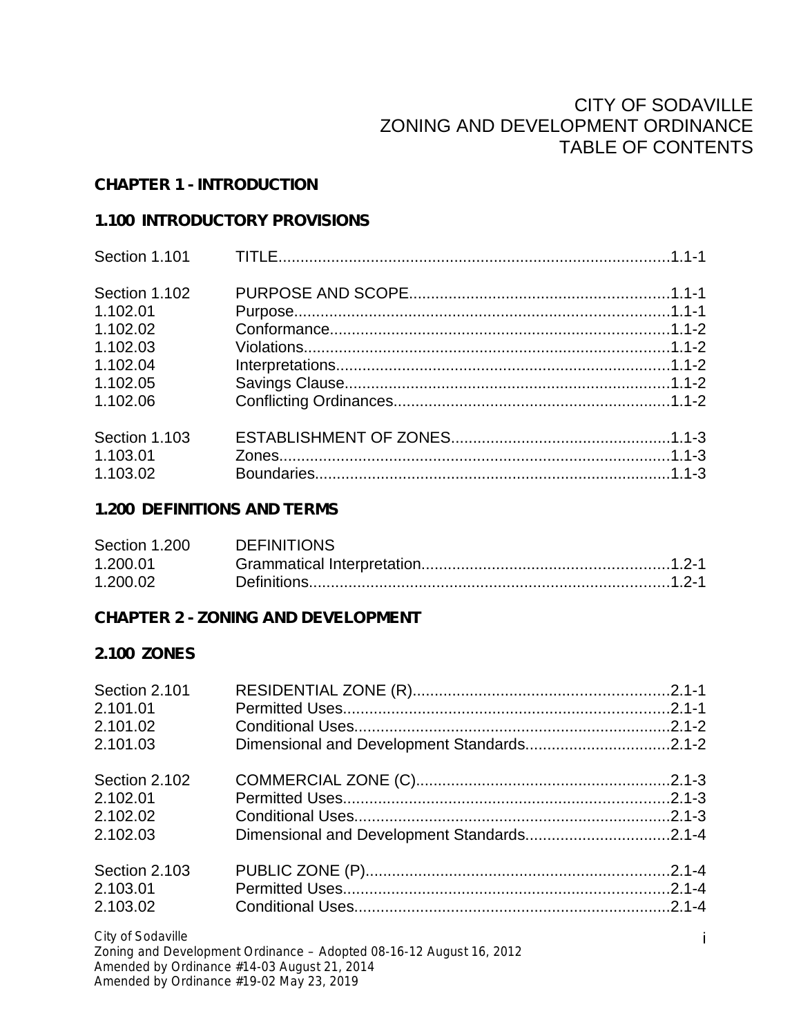# CITY OF SODAVILLE
# ZONING AND DEVELOPMENT ORDINANCE
# TABLE OF CONTENTS

## CHAPTER 1 - INTRODUCTION

### 1.100 INTRODUCTORY PROVISIONS

| | | |
|---|---|---|
| Section 1.101 | TITLE | 1.1-1 |
| Section 1.102 | PURPOSE AND SCOPE | 1.1-1 |
| 1.102.01 | Purpose | 1.1-1 |
| 1.102.02 | Conformance | 1.1-2 |
| 1.102.03 | Violations | 1.1-2 |
| 1.102.04 | Interpretations | 1.1-2 |
| 1.102.05 | Savings Clause | 1.1-2 |
| 1.102.06 | Conflicting Ordinances | 1.1-2 |
| Section 1.103 | ESTABLISHMENT OF ZONES | 1.1-3 |
| 1.103.01 | Zones | 1.1-3 |
| 1.103.02 | Boundaries | 1.1-3 |

### 1.200 DEFINITIONS AND TERMS

| | | |
|---|---|---|
| Section 1.200 | DEFINITIONS | |
| 1.200.01 | Grammatical Interpretation | 1.2-1 |
| 1.200.02 | Definitions | 1.2-1 |

## CHAPTER 2 - ZONING AND DEVELOPMENT

### 2.100 ZONES

| | | |
|---|---|---|
| Section 2.101 | RESIDENTIAL ZONE (R) | 2.1-1 |
| 2.101.01 | Permitted Uses | 2.1-1 |
| 2.101.02 | Conditional Uses | 2.1-2 |
| 2.101.03 | Dimensional and Development Standards | 2.1-2 |
| Section 2.102 | COMMERCIAL ZONE (C) | 2.1-3 |
| 2.102.01 | Permitted Uses | 2.1-3 |
| 2.102.02 | Conditional Uses | 2.1-3 |
| 2.102.03 | Dimensional and Development Standards | 2.1-4 |
| Section 2.103 | PUBLIC ZONE (P) | 2.1-4 |
| 2.103.01 | Permitted Uses | 2.1-4 |
| 2.103.02 | Conditional Uses | 2.1-4 |

City of Sodaville
Zoning and Development Ordinance – Adopted 08-16-12 August 16, 2012
Amended by Ordinance #14-03 August 21, 2014
Amended by Ordinance #19-02 May 23, 2019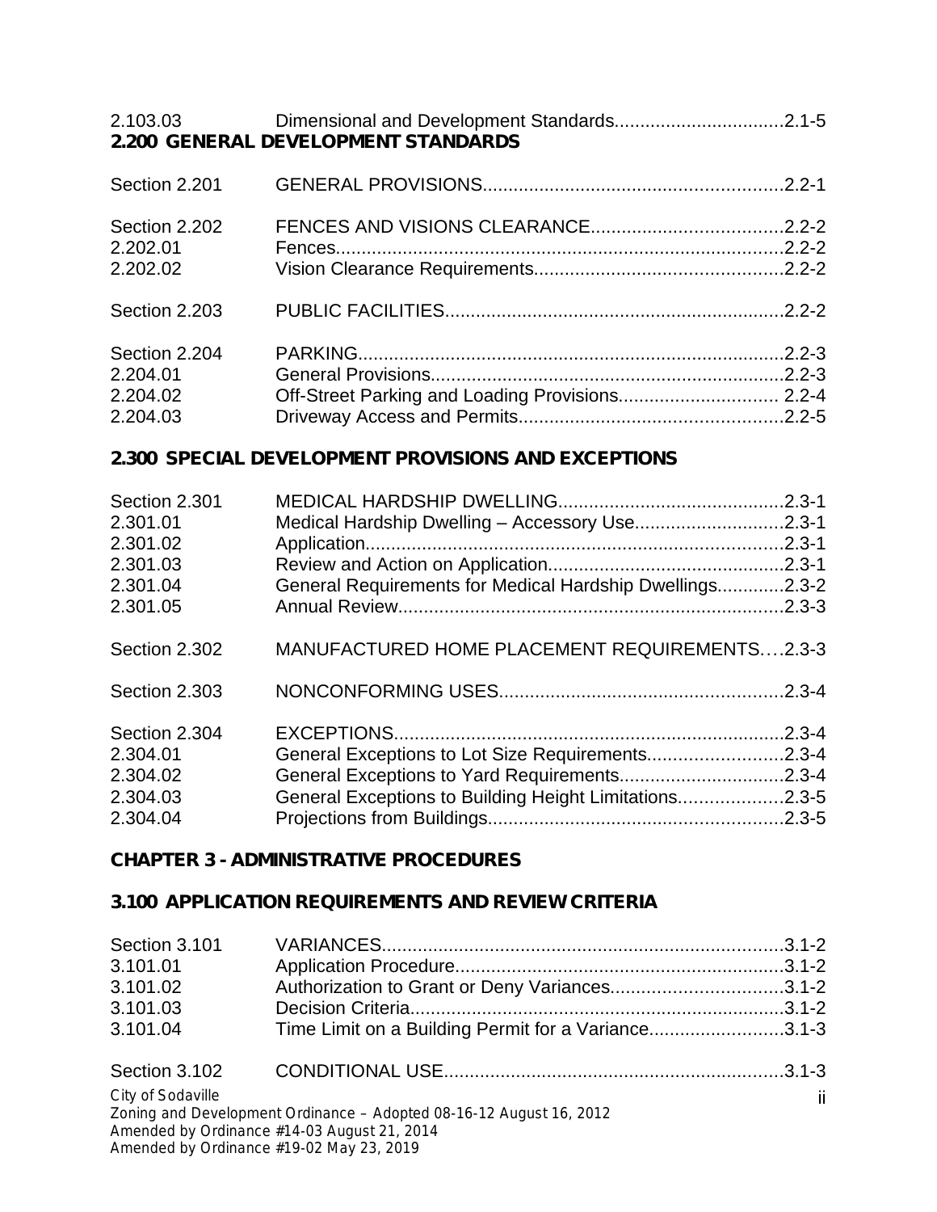| | | |
|---|---|---|
| 2.103.03 | Dimensional and Development Standards | 2.1-5 |

## 2.200 GENERAL DEVELOPMENT STANDARDS

| | | |
|---|---|---|
| Section 2.201 | GENERAL PROVISIONS | 2.2-1 |
| Section 2.202 | FENCES AND VISIONS CLEARANCE | 2.2-2 |
| 2.202.01 | Fences | 2.2-2 |
| 2.202.02 | Vision Clearance Requirements | 2.2-2 |
| Section 2.203 | PUBLIC FACILITIES | 2.2-2 |
| Section 2.204 | PARKING | 2.2-3 |
| 2.204.01 | General Provisions | 2.2-3 |
| 2.204.02 | Off-Street Parking and Loading Provisions | 2.2-4 |
| 2.204.03 | Driveway Access and Permits | 2.2-5 |

## 2.300 SPECIAL DEVELOPMENT PROVISIONS AND EXCEPTIONS

| | | |
|---|---|---|
| Section 2.301 | MEDICAL HARDSHIP DWELLING | 2.3-1 |
| 2.301.01 | Medical Hardship Dwelling – Accessory Use | 2.3-1 |
| 2.301.02 | Application | 2.3-1 |
| 2.301.03 | Review and Action on Application | 2.3-1 |
| 2.301.04 | General Requirements for Medical Hardship Dwellings | 2.3-2 |
| 2.301.05 | Annual Review | 2.3-3 |
| Section 2.302 | MANUFACTURED HOME PLACEMENT REQUIREMENTS | 2.3-3 |
| Section 2.303 | NONCONFORMING USES | 2.3-4 |
| Section 2.304 | EXCEPTIONS | 2.3-4 |
| 2.304.01 | General Exceptions to Lot Size Requirements | 2.3-4 |
| 2.304.02 | General Exceptions to Yard Requirements | 2.3-4 |
| 2.304.03 | General Exceptions to Building Height Limitations | 2.3-5 |
| 2.304.04 | Projections from Buildings | 2.3-5 |

# CHAPTER 3 - ADMINISTRATIVE PROCEDURES

## 3.100 APPLICATION REQUIREMENTS AND REVIEW CRITERIA

| | | |
|---|---|---|
| Section 3.101 | VARIANCES | 3.1-2 |
| 3.101.01 | Application Procedure | 3.1-2 |
| 3.101.02 | Authorization to Grant or Deny Variances | 3.1-2 |
| 3.101.03 | Decision Criteria | 3.1-2 |
| 3.101.04 | Time Limit on a Building Permit for a Variance | 3.1-3 |
| Section 3.102 | CONDITIONAL USE | 3.1-3 |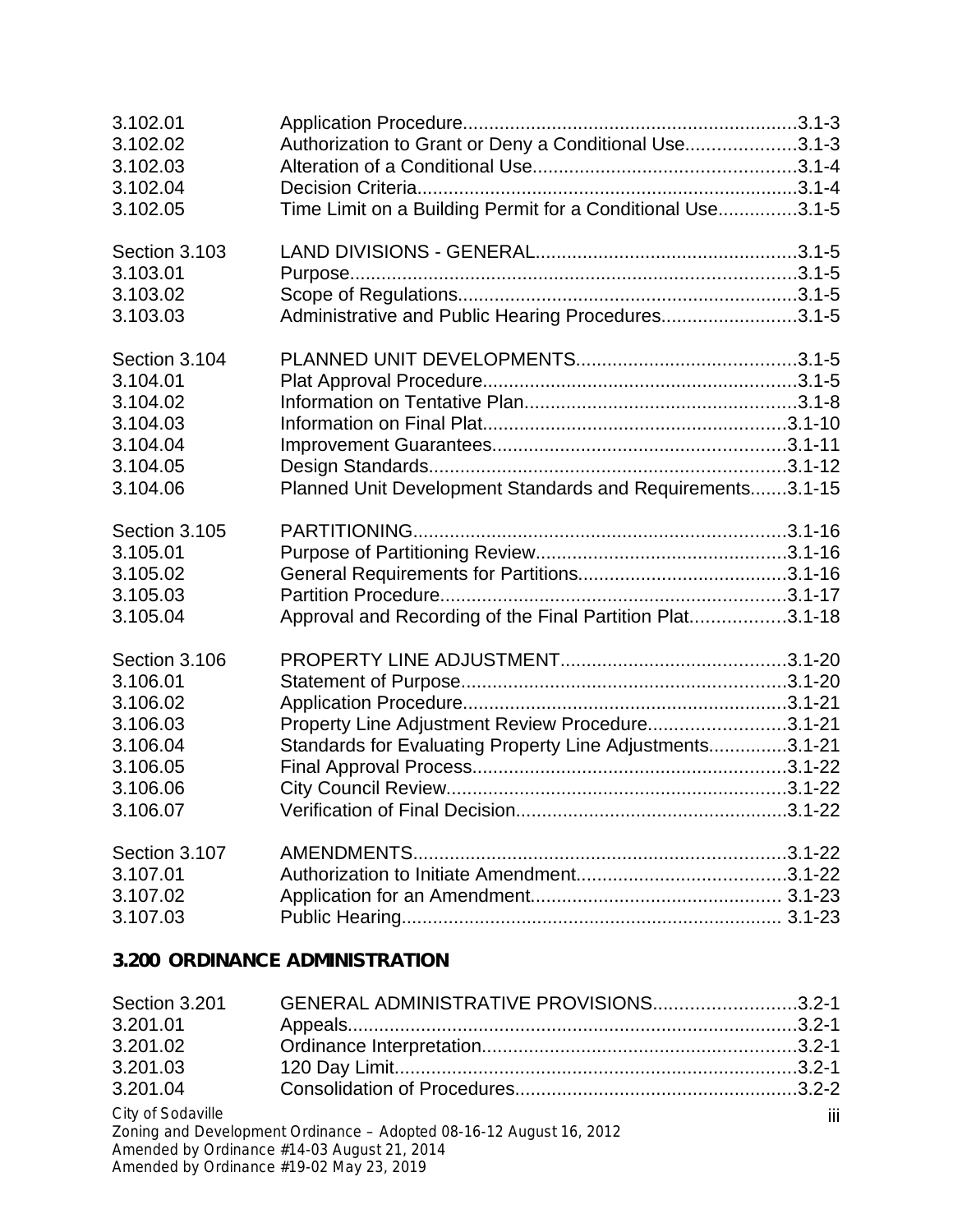| | | |
|---|---|---|
| 3.102.01 | Application Procedure | 3.1-3 |
| 3.102.02 | Authorization to Grant or Deny a Conditional Use | 3.1-3 |
| 3.102.03 | Alteration of a Conditional Use | 3.1-4 |
| 3.102.04 | Decision Criteria | 3.1-4 |
| 3.102.05 | Time Limit on a Building Permit for a Conditional Use | 3.1-5 |
| Section 3.103 | LAND DIVISIONS - GENERAL | 3.1-5 |
| 3.103.01 | Purpose | 3.1-5 |
| 3.103.02 | Scope of Regulations | 3.1-5 |
| 3.103.03 | Administrative and Public Hearing Procedures | 3.1-5 |
| Section 3.104 | PLANNED UNIT DEVELOPMENTS | 3.1-5 |
| 3.104.01 | Plat Approval Procedure | 3.1-5 |
| 3.104.02 | Information on Tentative Plan | 3.1-8 |
| 3.104.03 | Information on Final Plat | 3.1-10 |
| 3.104.04 | Improvement Guarantees | 3.1-11 |
| 3.104.05 | Design Standards | 3.1-12 |
| 3.104.06 | Planned Unit Development Standards and Requirements | 3.1-15 |
| Section 3.105 | PARTITIONING | 3.1-16 |
| 3.105.01 | Purpose of Partitioning Review | 3.1-16 |
| 3.105.02 | General Requirements for Partitions | 3.1-16 |
| 3.105.03 | Partition Procedure | 3.1-17 |
| 3.105.04 | Approval and Recording of the Final Partition Plat | 3.1-18 |
| Section 3.106 | PROPERTY LINE ADJUSTMENT | 3.1-20 |
| 3.106.01 | Statement of Purpose | 3.1-20 |
| 3.106.02 | Application Procedure | 3.1-21 |
| 3.106.03 | Property Line Adjustment Review Procedure | 3.1-21 |
| 3.106.04 | Standards for Evaluating Property Line Adjustments | 3.1-21 |
| 3.106.05 | Final Approval Process | 3.1-22 |
| 3.106.06 | City Council Review | 3.1-22 |
| 3.106.07 | Verification of Final Decision | 3.1-22 |
| Section 3.107 | AMENDMENTS | 3.1-22 |
| 3.107.01 | Authorization to Initiate Amendment | 3.1-22 |
| 3.107.02 | Application for an Amendment | 3.1-23 |
| 3.107.03 | Public Hearing | 3.1-23 |

## 3.200 ORDINANCE ADMINISTRATION

| | | |
|---|---|---|
| Section 3.201 | GENERAL ADMINISTRATIVE PROVISIONS | 3.2-1 |
| 3.201.01 | Appeals | 3.2-1 |
| 3.201.02 | Ordinance Interpretation | 3.2-1 |
| 3.201.03 | 120 Day Limit | 3.2-1 |
| 3.201.04 | Consolidation of Procedures | 3.2-2 |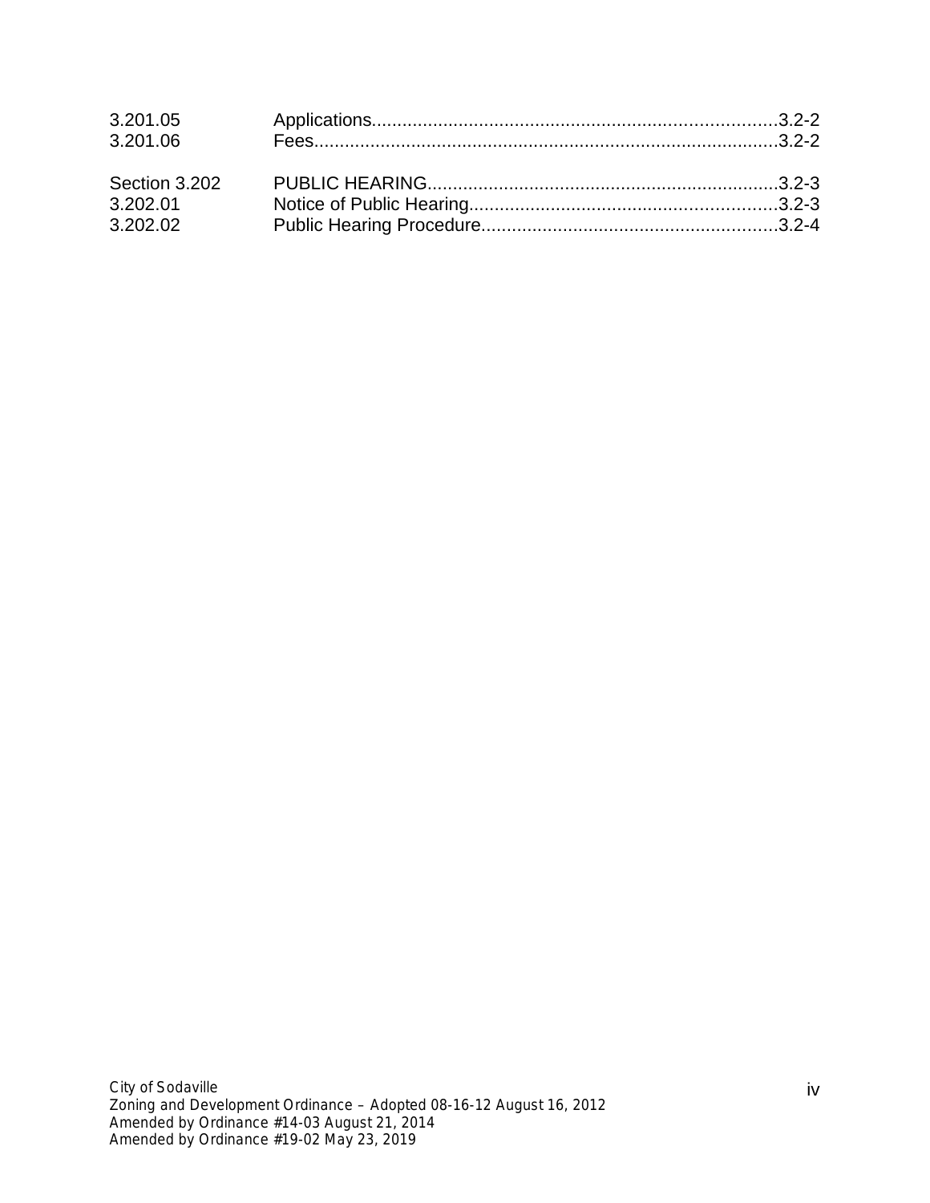| | | |
|---|---|---|
| 3.201.05 | Applications | 3.2-2 |
| 3.201.06 | Fees | 3.2-2 |
| Section 3.202 | PUBLIC HEARING | 3.2-3 |
| 3.202.01 | Notice of Public Hearing | 3.2-3 |
| 3.202.02 | Public Hearing Procedure | 3.2-4 |